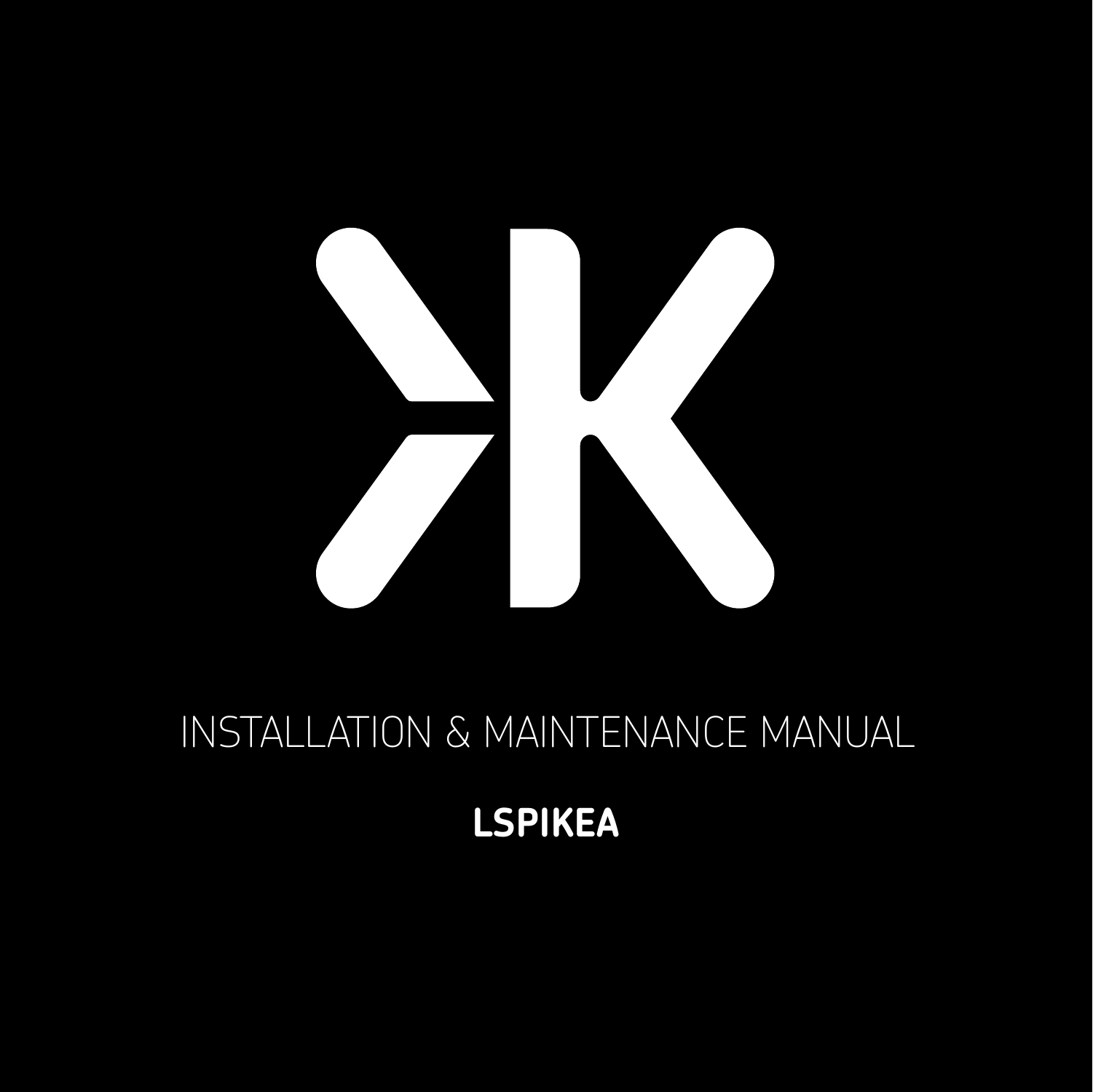# INSTALLATION & MAINTENANCE MANUAL

**LSPIKEA**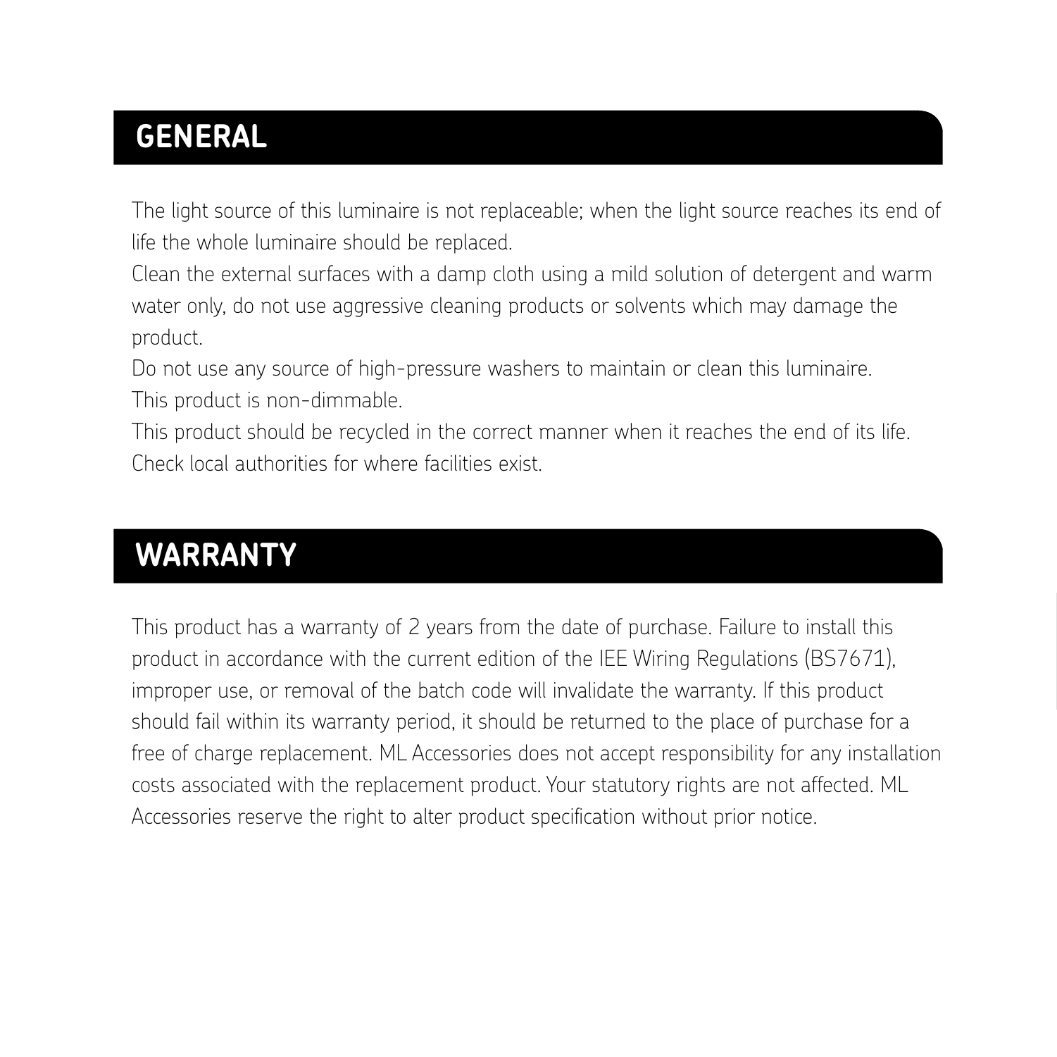## GENERAL

The light source of this luminaire is not replaceable; when the light source reaches its end of life the whole luminaire should be replaced.
Clean the external surfaces with a damp cloth using a mild solution of detergent and warm water only, do not use aggressive cleaning products or solvents which may damage the product.
Do not use any source of high-pressure washers to maintain or clean this luminaire.
This product is non-dimmable.
This product should be recycled in the correct manner when it reaches the end of its life. Check local authorities for where facilities exist.

## WARRANTY

This product has a warranty of 2 years from the date of purchase. Failure to install this product in accordance with the current edition of the IEE Wiring Regulations (BS7671), improper use, or removal of the batch code will invalidate the warranty. If this product should fail within its warranty period, it should be returned to the place of purchase for a free of charge replacement. ML Accessories does not accept responsibility for any installation costs associated with the replacement product. Your statutory rights are not affected. ML Accessories reserve the right to alter product specification without prior notice.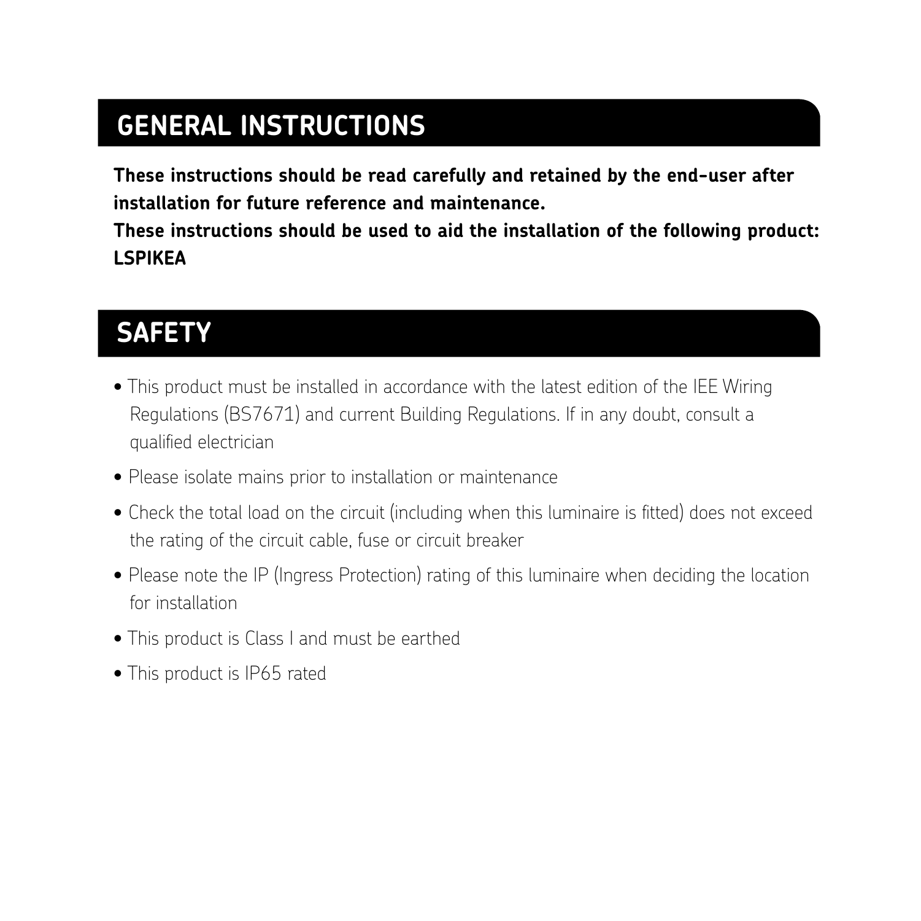## GENERAL INSTRUCTIONS

**These instructions should be read carefully and retained by the end-user after installation for future reference and maintenance.**
**These instructions should be used to aid the installation of the following product: LSPIKEA**

## SAFETY

- This product must be installed in accordance with the latest edition of the IEE Wiring Regulations (BS7671) and current Building Regulations. If in any doubt, consult a qualified electrician
- Please isolate mains prior to installation or maintenance
- Check the total load on the circuit (including when this luminaire is fitted) does not exceed the rating of the circuit cable, fuse or circuit breaker
- Please note the IP (Ingress Protection) rating of this luminaire when deciding the location for installation
- This product is Class I and must be earthed
- This product is IP65 rated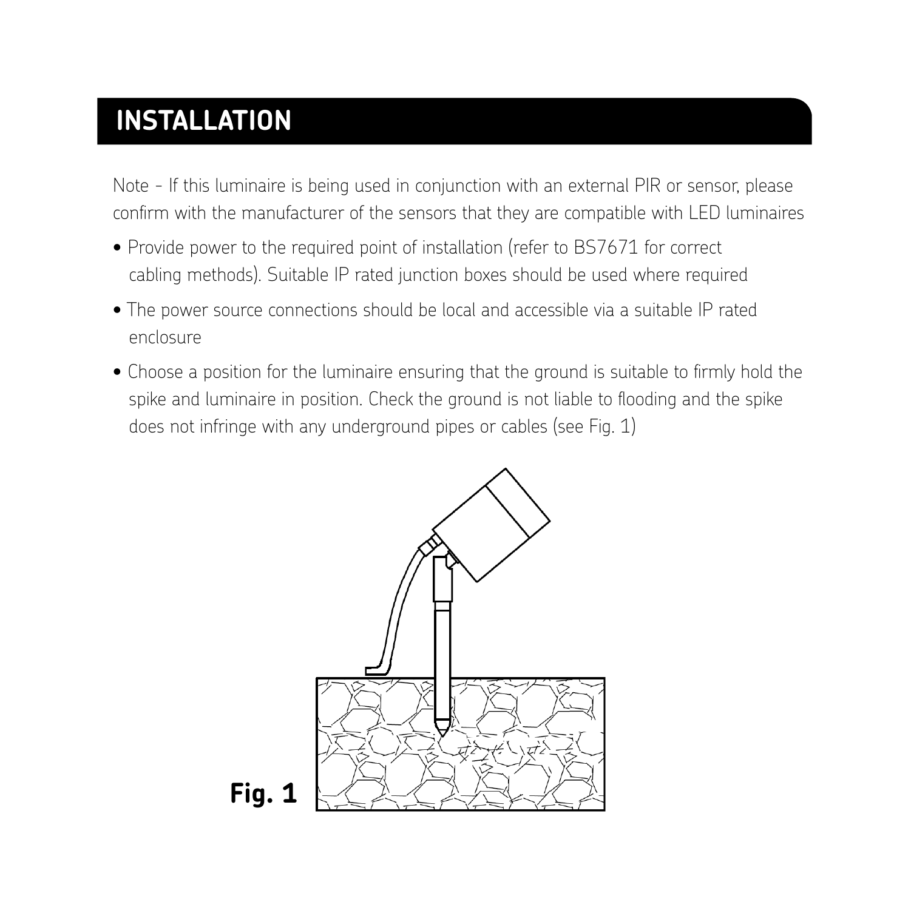# INSTALLATION

Note - If this luminaire is being used in conjunction with an external PIR or sensor, please confirm with the manufacturer of the sensors that they are compatible with LED luminaires

- Provide power to the required point of installation (refer to BS7671 for correct cabling methods). Suitable IP rated junction boxes should be used where required
- The power source connections should be local and accessible via a suitable IP rated enclosure
- Choose a position for the luminaire ensuring that the ground is suitable to firmly hold the spike and luminaire in position. Check the ground is not liable to flooding and the spike does not infringe with any underground pipes or cables (see Fig. 1)

**Fig. 1**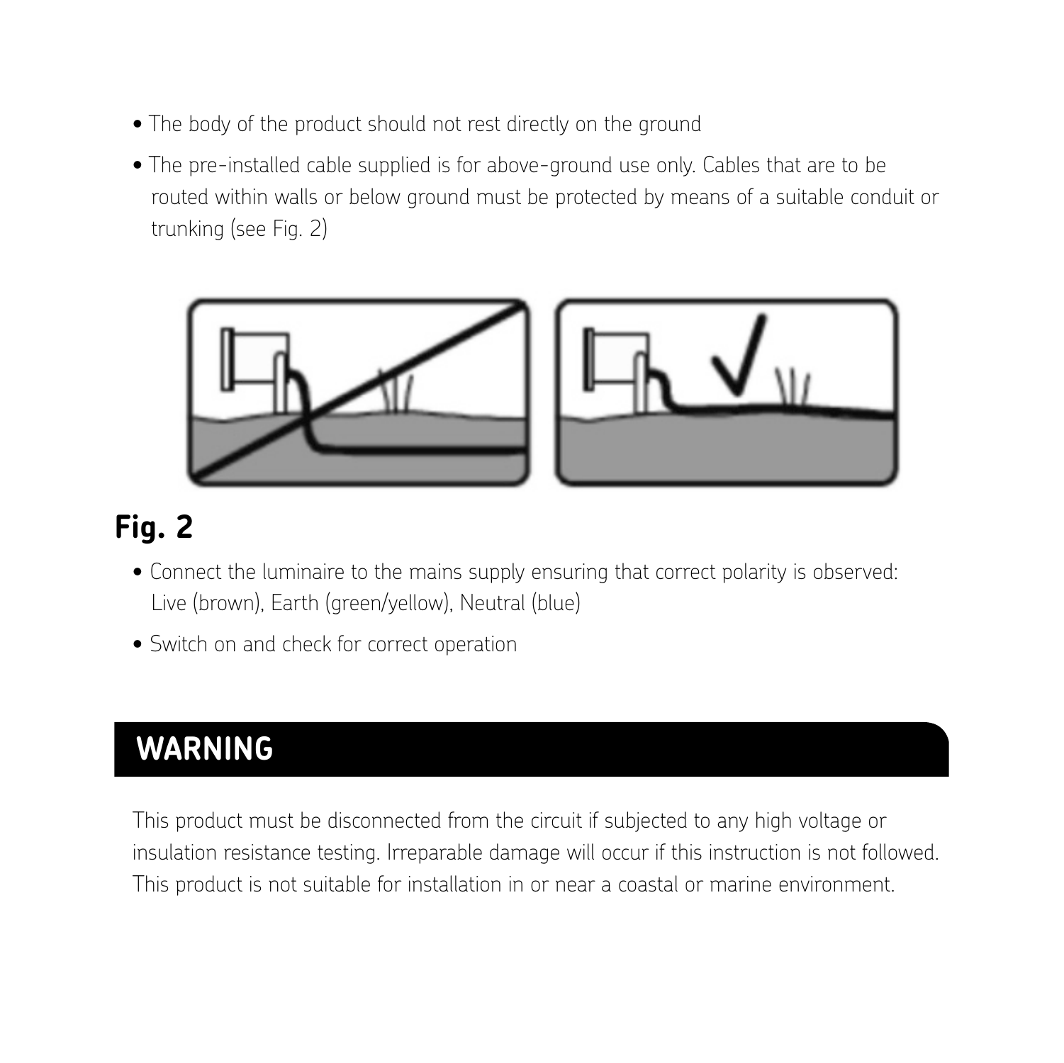- The body of the product should not rest directly on the ground
- The pre-installed cable supplied is for above-ground use only. Cables that are to be routed within walls or below ground must be protected by means of a suitable conduit or trunking (see Fig. 2)

**Fig. 2**

- Connect the luminaire to the mains supply ensuring that correct polarity is observed: Live (brown), Earth (green/yellow), Neutral (blue)
- Switch on and check for correct operation

## WARNING

This product must be disconnected from the circuit if subjected to any high voltage or insulation resistance testing. Irreparable damage will occur if this instruction is not followed. This product is not suitable for installation in or near a coastal or marine environment.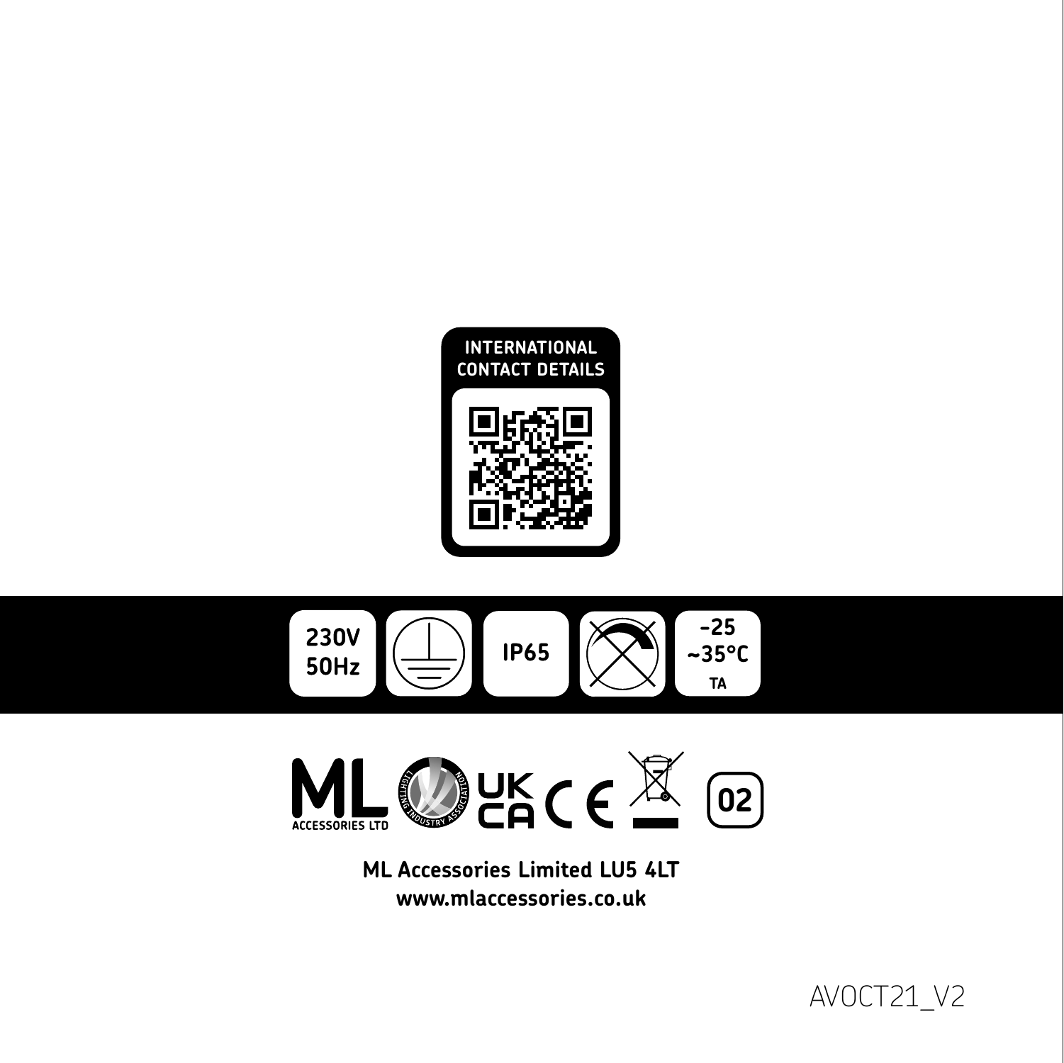INTERNATIONAL CONTACT DETAILS

230V 50Hz

IP65

-25 ~35°C TA

ACCESSORIES LTD

LIGHTING INDUSTRY ASSOCIATION

UK CA

CE

02

**ML Accessories Limited LU5 4LT**
**www.mlaccessories.co.uk**

AVOCT21_V2